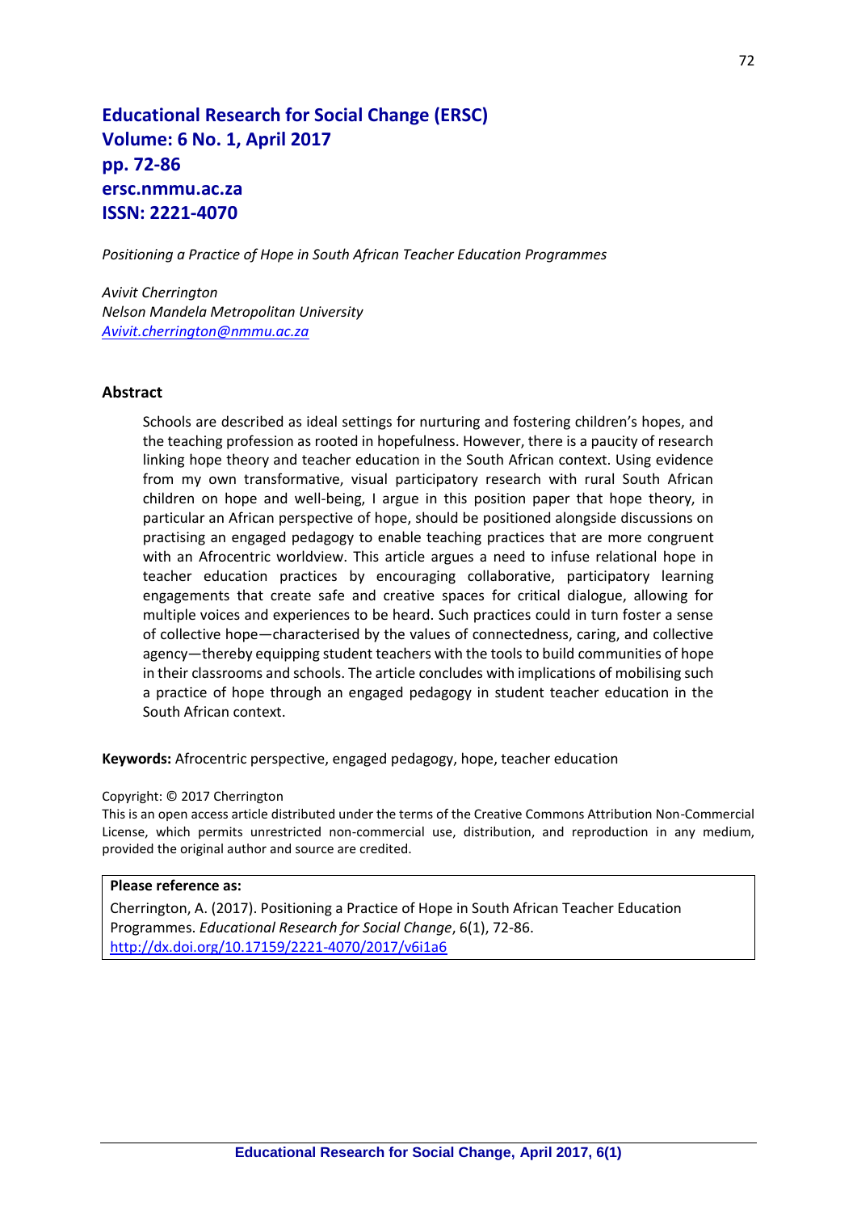**Educational Research for Social Change (ERSC)**
**Volume: 6 No. 1, April 2017**
**pp. 72-86**
**ersc.nmmu.ac.za**
**ISSN: 2221-4070**

*Positioning a Practice of Hope in South African Teacher Education Programmes*

*Avivit Cherrington*
*Nelson Mandela Metropolitan University*
*Avivit.cherrington@nmmu.ac.za*

## Abstract

Schools are described as ideal settings for nurturing and fostering children's hopes, and the teaching profession as rooted in hopefulness. However, there is a paucity of research linking hope theory and teacher education in the South African context. Using evidence from my own transformative, visual participatory research with rural South African children on hope and well-being, I argue in this position paper that hope theory, in particular an African perspective of hope, should be positioned alongside discussions on practising an engaged pedagogy to enable teaching practices that are more congruent with an Afrocentric worldview. This article argues a need to infuse relational hope in teacher education practices by encouraging collaborative, participatory learning engagements that create safe and creative spaces for critical dialogue, allowing for multiple voices and experiences to be heard. Such practices could in turn foster a sense of collective hope—characterised by the values of connectedness, caring, and collective agency—thereby equipping student teachers with the tools to build communities of hope in their classrooms and schools. The article concludes with implications of mobilising such a practice of hope through an engaged pedagogy in student teacher education in the South African context.

**Keywords:** Afrocentric perspective, engaged pedagogy, hope, teacher education

Copyright: © 2017 Cherrington
This is an open access article distributed under the terms of the Creative Commons Attribution Non-Commercial License, which permits unrestricted non-commercial use, distribution, and reproduction in any medium, provided the original author and source are credited.

**Please reference as:**
Cherrington, A. (2017). Positioning a Practice of Hope in South African Teacher Education Programmes. *Educational Research for Social Change*, 6(1), 72-86. http://dx.doi.org/10.17159/2221-4070/2017/v6i1a6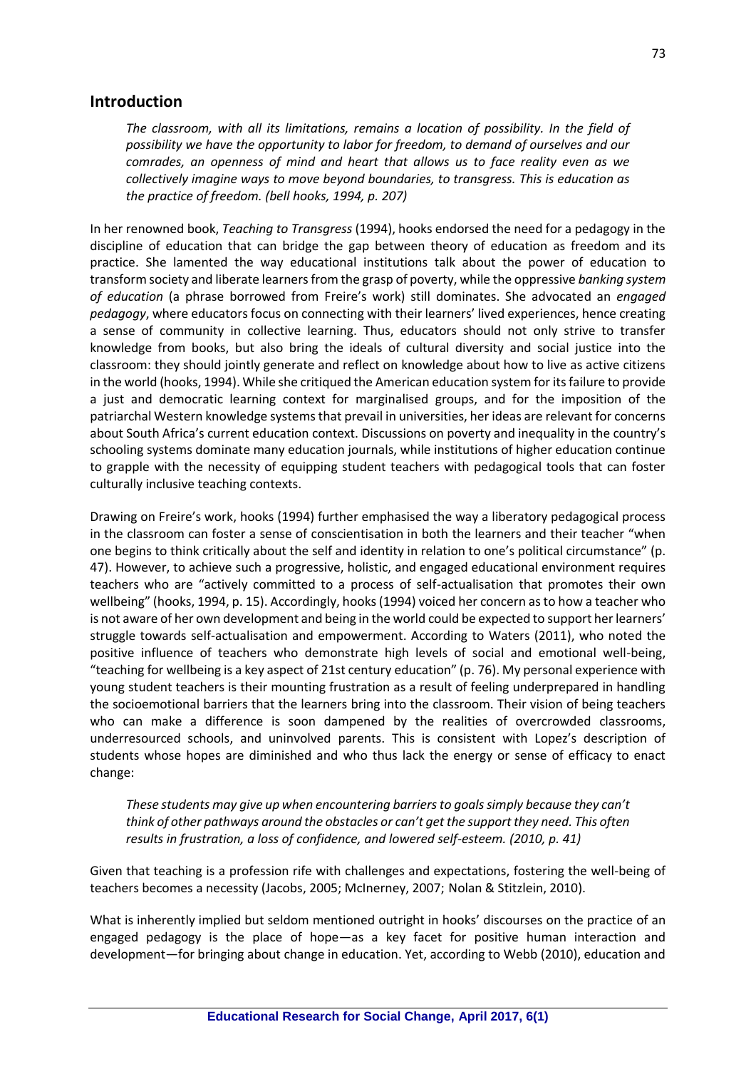## Introduction

> *The classroom, with all its limitations, remains a location of possibility. In the field of possibility we have the opportunity to labor for freedom, to demand of ourselves and our comrades, an openness of mind and heart that allows us to face reality even as we collectively imagine ways to move beyond boundaries, to transgress. This is education as the practice of freedom. (bell hooks, 1994, p. 207)*

In her renowned book, *Teaching to Transgress* (1994), hooks endorsed the need for a pedagogy in the discipline of education that can bridge the gap between theory of education as freedom and its practice. She lamented the way educational institutions talk about the power of education to transform society and liberate learners from the grasp of poverty, while the oppressive *banking system of education* (a phrase borrowed from Freire's work) still dominates. She advocated an *engaged pedagogy*, where educators focus on connecting with their learners' lived experiences, hence creating a sense of community in collective learning. Thus, educators should not only strive to transfer knowledge from books, but also bring the ideals of cultural diversity and social justice into the classroom: they should jointly generate and reflect on knowledge about how to live as active citizens in the world (hooks, 1994). While she critiqued the American education system for its failure to provide a just and democratic learning context for marginalised groups, and for the imposition of the patriarchal Western knowledge systems that prevail in universities, her ideas are relevant for concerns about South Africa's current education context. Discussions on poverty and inequality in the country's schooling systems dominate many education journals, while institutions of higher education continue to grapple with the necessity of equipping student teachers with pedagogical tools that can foster culturally inclusive teaching contexts.

Drawing on Freire's work, hooks (1994) further emphasised the way a liberatory pedagogical process in the classroom can foster a sense of conscientisation in both the learners and their teacher "when one begins to think critically about the self and identity in relation to one's political circumstance" (p. 47). However, to achieve such a progressive, holistic, and engaged educational environment requires teachers who are "actively committed to a process of self-actualisation that promotes their own wellbeing" (hooks, 1994, p. 15). Accordingly, hooks (1994) voiced her concern as to how a teacher who is not aware of her own development and being in the world could be expected to support her learners' struggle towards self-actualisation and empowerment. According to Waters (2011), who noted the positive influence of teachers who demonstrate high levels of social and emotional well-being, "teaching for wellbeing is a key aspect of 21st century education" (p. 76). My personal experience with young student teachers is their mounting frustration as a result of feeling underprepared in handling the socioemotional barriers that the learners bring into the classroom. Their vision of being teachers who can make a difference is soon dampened by the realities of overcrowded classrooms, underresourced schools, and uninvolved parents. This is consistent with Lopez's description of students whose hopes are diminished and who thus lack the energy or sense of efficacy to enact change:

> *These students may give up when encountering barriers to goals simply because they can't think of other pathways around the obstacles or can't get the support they need. This often results in frustration, a loss of confidence, and lowered self-esteem. (2010, p. 41)*

Given that teaching is a profession rife with challenges and expectations, fostering the well-being of teachers becomes a necessity (Jacobs, 2005; McInerney, 2007; Nolan & Stitzlein, 2010).

What is inherently implied but seldom mentioned outright in hooks' discourses on the practice of an engaged pedagogy is the place of hope—as a key facet for positive human interaction and development—for bringing about change in education. Yet, according to Webb (2010), education and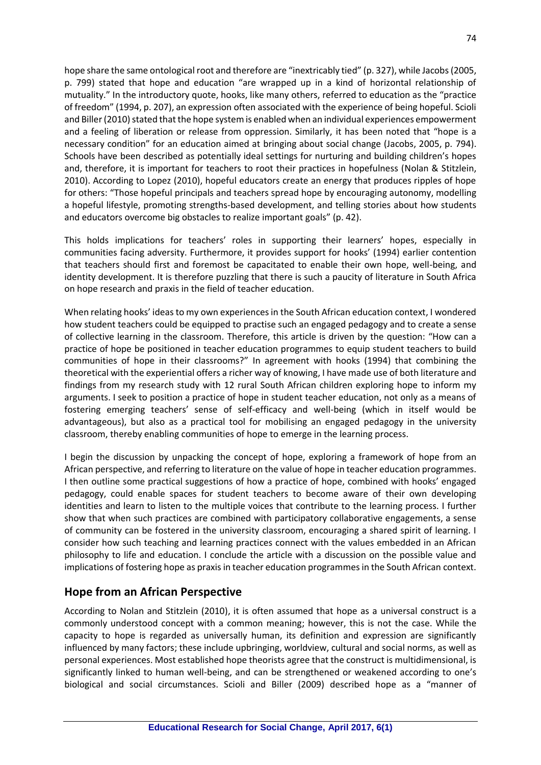hope share the same ontological root and therefore are "inextricably tied" (p. 327), while Jacobs (2005, p. 799) stated that hope and education "are wrapped up in a kind of horizontal relationship of mutuality." In the introductory quote, hooks, like many others, referred to education as the "practice of freedom" (1994, p. 207), an expression often associated with the experience of being hopeful. Scioli and Biller (2010) stated that the hope system is enabled when an individual experiences empowerment and a feeling of liberation or release from oppression. Similarly, it has been noted that "hope is a necessary condition" for an education aimed at bringing about social change (Jacobs, 2005, p. 794). Schools have been described as potentially ideal settings for nurturing and building children's hopes and, therefore, it is important for teachers to root their practices in hopefulness (Nolan & Stitzlein, 2010). According to Lopez (2010), hopeful educators create an energy that produces ripples of hope for others: "Those hopeful principals and teachers spread hope by encouraging autonomy, modelling a hopeful lifestyle, promoting strengths-based development, and telling stories about how students and educators overcome big obstacles to realize important goals" (p. 42).

This holds implications for teachers' roles in supporting their learners' hopes, especially in communities facing adversity. Furthermore, it provides support for hooks' (1994) earlier contention that teachers should first and foremost be capacitated to enable their own hope, well-being, and identity development. It is therefore puzzling that there is such a paucity of literature in South Africa on hope research and praxis in the field of teacher education.

When relating hooks' ideas to my own experiences in the South African education context, I wondered how student teachers could be equipped to practise such an engaged pedagogy and to create a sense of collective learning in the classroom. Therefore, this article is driven by the question: "How can a practice of hope be positioned in teacher education programmes to equip student teachers to build communities of hope in their classrooms?" In agreement with hooks (1994) that combining the theoretical with the experiential offers a richer way of knowing, I have made use of both literature and findings from my research study with 12 rural South African children exploring hope to inform my arguments. I seek to position a practice of hope in student teacher education, not only as a means of fostering emerging teachers' sense of self-efficacy and well-being (which in itself would be advantageous), but also as a practical tool for mobilising an engaged pedagogy in the university classroom, thereby enabling communities of hope to emerge in the learning process.

I begin the discussion by unpacking the concept of hope, exploring a framework of hope from an African perspective, and referring to literature on the value of hope in teacher education programmes. I then outline some practical suggestions of how a practice of hope, combined with hooks' engaged pedagogy, could enable spaces for student teachers to become aware of their own developing identities and learn to listen to the multiple voices that contribute to the learning process. I further show that when such practices are combined with participatory collaborative engagements, a sense of community can be fostered in the university classroom, encouraging a shared spirit of learning. I consider how such teaching and learning practices connect with the values embedded in an African philosophy to life and education. I conclude the article with a discussion on the possible value and implications of fostering hope as praxis in teacher education programmes in the South African context.

## Hope from an African Perspective

According to Nolan and Stitzlein (2010), it is often assumed that hope as a universal construct is a commonly understood concept with a common meaning; however, this is not the case. While the capacity to hope is regarded as universally human, its definition and expression are significantly influenced by many factors; these include upbringing, worldview, cultural and social norms, as well as personal experiences. Most established hope theorists agree that the construct is multidimensional, is significantly linked to human well-being, and can be strengthened or weakened according to one's biological and social circumstances. Scioli and Biller (2009) described hope as a "manner of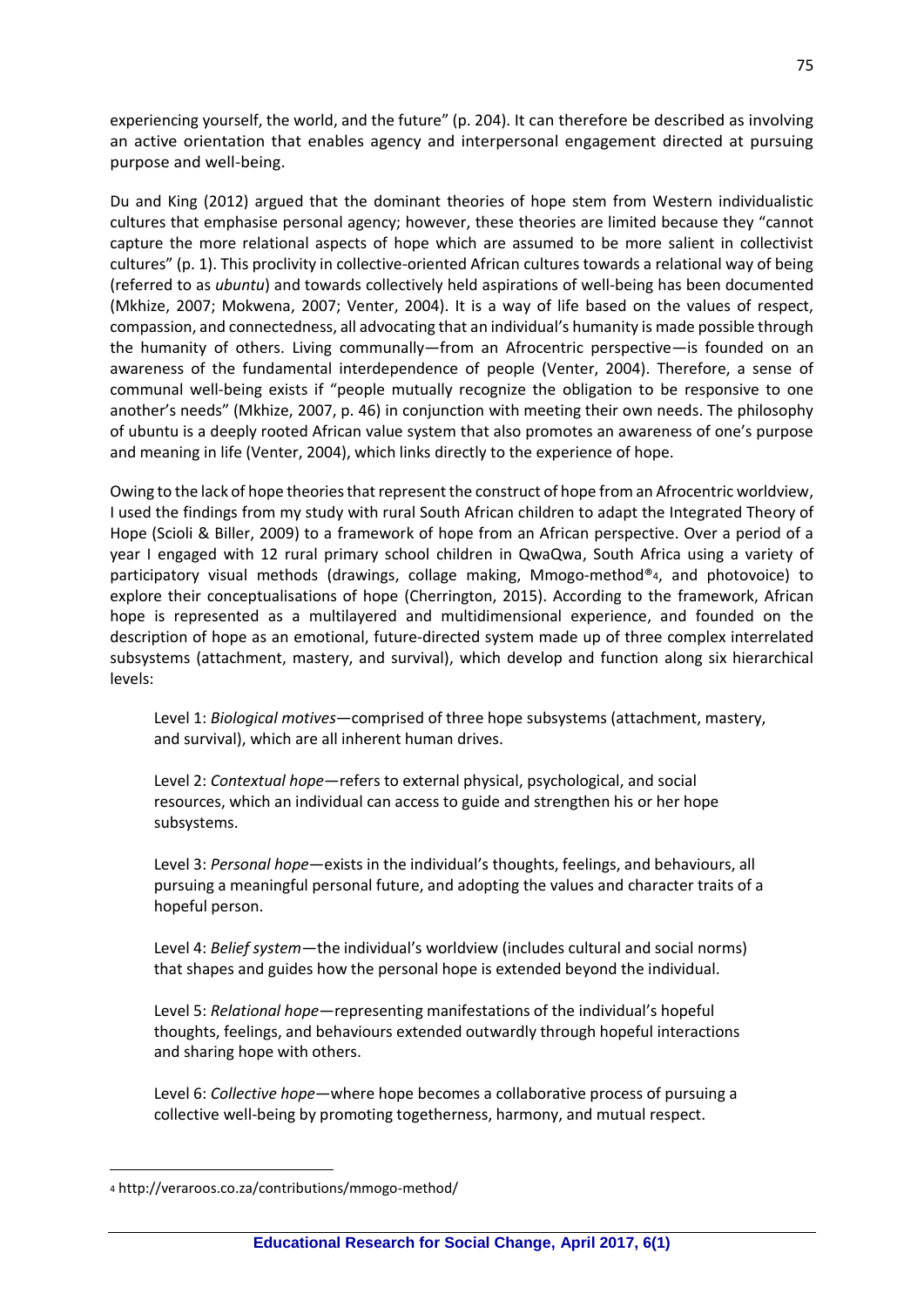experiencing yourself, the world, and the future" (p. 204). It can therefore be described as involving an active orientation that enables agency and interpersonal engagement directed at pursuing purpose and well-being.

Du and King (2012) argued that the dominant theories of hope stem from Western individualistic cultures that emphasise personal agency; however, these theories are limited because they "cannot capture the more relational aspects of hope which are assumed to be more salient in collectivist cultures" (p. 1). This proclivity in collective-oriented African cultures towards a relational way of being (referred to as *ubuntu*) and towards collectively held aspirations of well-being has been documented (Mkhize, 2007; Mokwena, 2007; Venter, 2004). It is a way of life based on the values of respect, compassion, and connectedness, all advocating that an individual's humanity is made possible through the humanity of others. Living communally—from an Afrocentric perspective—is founded on an awareness of the fundamental interdependence of people (Venter, 2004). Therefore, a sense of communal well-being exists if "people mutually recognize the obligation to be responsive to one another's needs" (Mkhize, 2007, p. 46) in conjunction with meeting their own needs. The philosophy of ubuntu is a deeply rooted African value system that also promotes an awareness of one's purpose and meaning in life (Venter, 2004), which links directly to the experience of hope.

Owing to the lack of hope theories that represent the construct of hope from an Afrocentric worldview, I used the findings from my study with rural South African children to adapt the Integrated Theory of Hope (Scioli & Biller, 2009) to a framework of hope from an African perspective. Over a period of a year I engaged with 12 rural primary school children in QwaQwa, South Africa using a variety of participatory visual methods (drawings, collage making, Mmogo-method®[4], and photovoice) to explore their conceptualisations of hope (Cherrington, 2015). According to the framework, African hope is represented as a multilayered and multidimensional experience, and founded on the description of hope as an emotional, future-directed system made up of three complex interrelated subsystems (attachment, mastery, and survival), which develop and function along six hierarchical levels:

> Level 1: *Biological motives*—comprised of three hope subsystems (attachment, mastery, and survival), which are all inherent human drives.
>
> Level 2: *Contextual hope*—refers to external physical, psychological, and social resources, which an individual can access to guide and strengthen his or her hope subsystems.
>
> Level 3: *Personal hope*—exists in the individual's thoughts, feelings, and behaviours, all pursuing a meaningful personal future, and adopting the values and character traits of a hopeful person.
>
> Level 4: *Belief system*—the individual's worldview (includes cultural and social norms) that shapes and guides how the personal hope is extended beyond the individual.
>
> Level 5: *Relational hope*—representing manifestations of the individual's hopeful thoughts, feelings, and behaviours extended outwardly through hopeful interactions and sharing hope with others.
>
> Level 6: *Collective hope*—where hope becomes a collaborative process of pursuing a collective well-being by promoting togetherness, harmony, and mutual respect.

---

[4] http://veraroos.co.za/contributions/mmogo-method/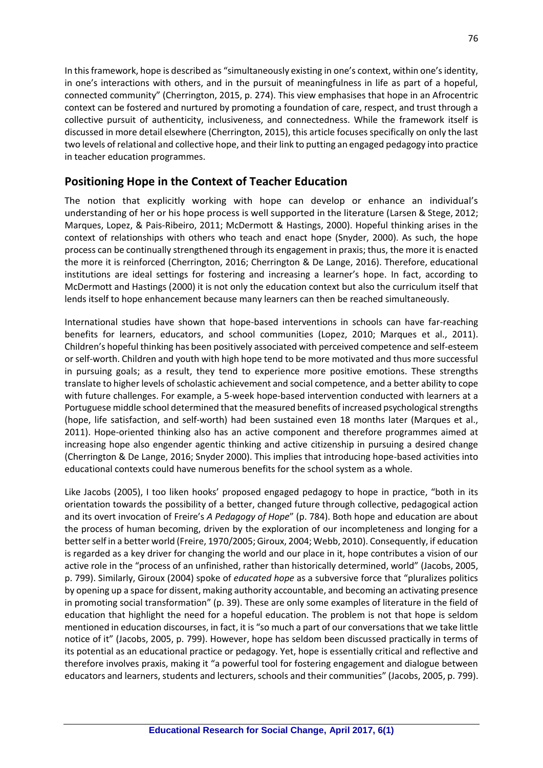In this framework, hope is described as "simultaneously existing in one's context, within one's identity, in one's interactions with others, and in the pursuit of meaningfulness in life as part of a hopeful, connected community" (Cherrington, 2015, p. 274). This view emphasises that hope in an Afrocentric context can be fostered and nurtured by promoting a foundation of care, respect, and trust through a collective pursuit of authenticity, inclusiveness, and connectedness. While the framework itself is discussed in more detail elsewhere (Cherrington, 2015), this article focuses specifically on only the last two levels of relational and collective hope, and their link to putting an engaged pedagogy into practice in teacher education programmes.

## Positioning Hope in the Context of Teacher Education

The notion that explicitly working with hope can develop or enhance an individual's understanding of her or his hope process is well supported in the literature (Larsen & Stege, 2012; Marques, Lopez, & Pais-Ribeiro, 2011; McDermott & Hastings, 2000). Hopeful thinking arises in the context of relationships with others who teach and enact hope (Snyder, 2000). As such, the hope process can be continually strengthened through its engagement in praxis; thus, the more it is enacted the more it is reinforced (Cherrington, 2016; Cherrington & De Lange, 2016). Therefore, educational institutions are ideal settings for fostering and increasing a learner's hope. In fact, according to McDermott and Hastings (2000) it is not only the education context but also the curriculum itself that lends itself to hope enhancement because many learners can then be reached simultaneously.

International studies have shown that hope-based interventions in schools can have far-reaching benefits for learners, educators, and school communities (Lopez, 2010; Marques et al., 2011). Children's hopeful thinking has been positively associated with perceived competence and self-esteem or self-worth. Children and youth with high hope tend to be more motivated and thus more successful in pursuing goals; as a result, they tend to experience more positive emotions. These strengths translate to higher levels of scholastic achievement and social competence, and a better ability to cope with future challenges. For example, a 5-week hope-based intervention conducted with learners at a Portuguese middle school determined that the measured benefits of increased psychological strengths (hope, life satisfaction, and self-worth) had been sustained even 18 months later (Marques et al., 2011). Hope-oriented thinking also has an active component and therefore programmes aimed at increasing hope also engender agentic thinking and active citizenship in pursuing a desired change (Cherrington & De Lange, 2016; Snyder 2000). This implies that introducing hope-based activities into educational contexts could have numerous benefits for the school system as a whole.

Like Jacobs (2005), I too liken hooks' proposed engaged pedagogy to hope in practice, "both in its orientation towards the possibility of a better, changed future through collective, pedagogical action and its overt invocation of Freire's *A Pedagogy of Hope*" (p. 784). Both hope and education are about the process of human becoming, driven by the exploration of our incompleteness and longing for a better self in a better world (Freire, 1970/2005; Giroux, 2004; Webb, 2010). Consequently, if education is regarded as a key driver for changing the world and our place in it, hope contributes a vision of our active role in the "process of an unfinished, rather than historically determined, world" (Jacobs, 2005, p. 799). Similarly, Giroux (2004) spoke of *educated hope* as a subversive force that "pluralizes politics by opening up a space for dissent, making authority accountable, and becoming an activating presence in promoting social transformation" (p. 39). These are only some examples of literature in the field of education that highlight the need for a hopeful education. The problem is not that hope is seldom mentioned in education discourses, in fact, it is "so much a part of our conversations that we take little notice of it" (Jacobs, 2005, p. 799). However, hope has seldom been discussed practically in terms of its potential as an educational practice or pedagogy. Yet, hope is essentially critical and reflective and therefore involves praxis, making it "a powerful tool for fostering engagement and dialogue between educators and learners, students and lecturers, schools and their communities" (Jacobs, 2005, p. 799).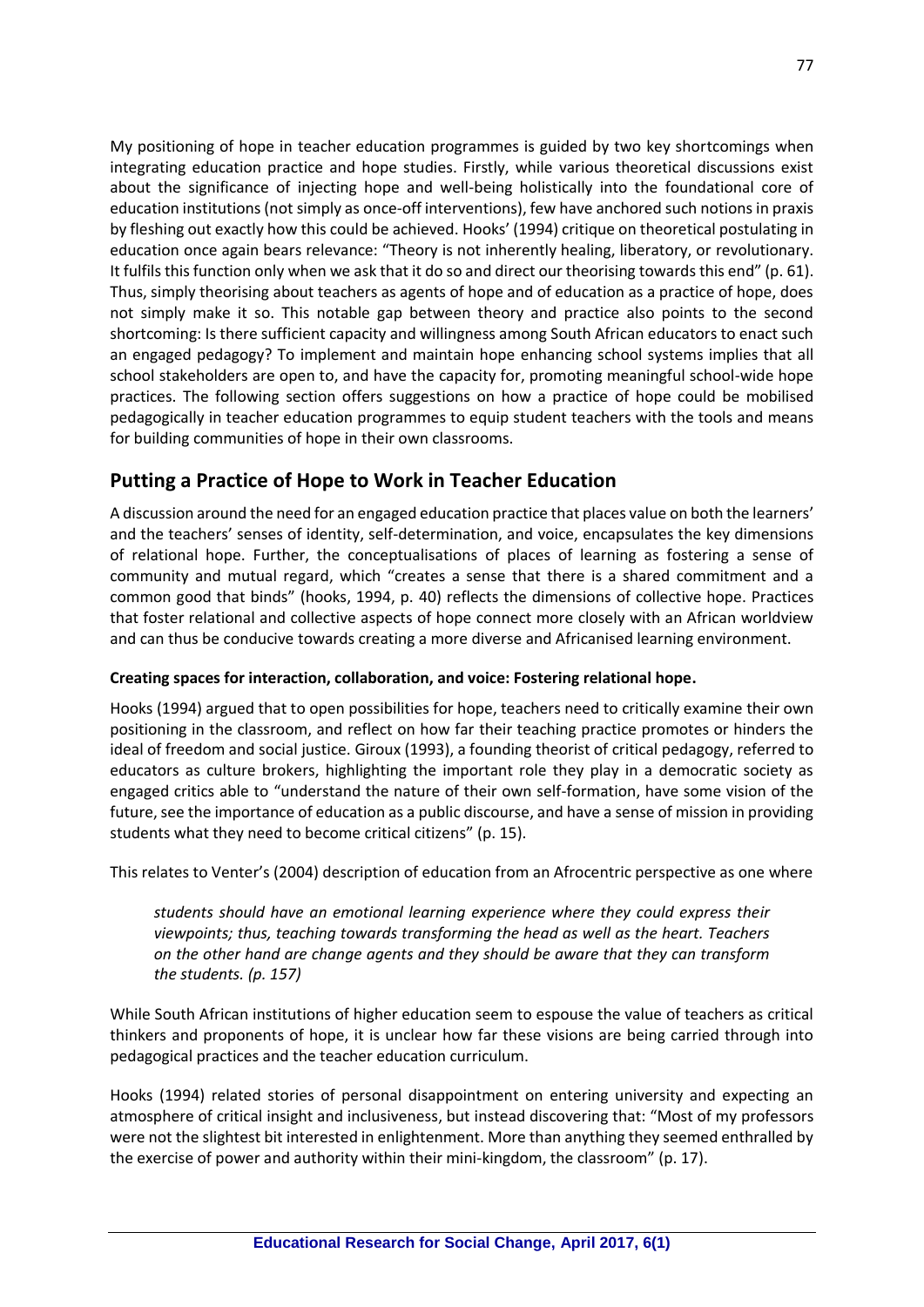My positioning of hope in teacher education programmes is guided by two key shortcomings when integrating education practice and hope studies. Firstly, while various theoretical discussions exist about the significance of injecting hope and well-being holistically into the foundational core of education institutions (not simply as once-off interventions), few have anchored such notions in praxis by fleshing out exactly how this could be achieved. Hooks' (1994) critique on theoretical postulating in education once again bears relevance: "Theory is not inherently healing, liberatory, or revolutionary. It fulfils this function only when we ask that it do so and direct our theorising towards this end" (p. 61). Thus, simply theorising about teachers as agents of hope and of education as a practice of hope, does not simply make it so. This notable gap between theory and practice also points to the second shortcoming: Is there sufficient capacity and willingness among South African educators to enact such an engaged pedagogy? To implement and maintain hope enhancing school systems implies that all school stakeholders are open to, and have the capacity for, promoting meaningful school-wide hope practices. The following section offers suggestions on how a practice of hope could be mobilised pedagogically in teacher education programmes to equip student teachers with the tools and means for building communities of hope in their own classrooms.

## Putting a Practice of Hope to Work in Teacher Education

A discussion around the need for an engaged education practice that places value on both the learners' and the teachers' senses of identity, self-determination, and voice, encapsulates the key dimensions of relational hope. Further, the conceptualisations of places of learning as fostering a sense of community and mutual regard, which "creates a sense that there is a shared commitment and a common good that binds" (hooks, 1994, p. 40) reflects the dimensions of collective hope. Practices that foster relational and collective aspects of hope connect more closely with an African worldview and can thus be conducive towards creating a more diverse and Africanised learning environment.

### Creating spaces for interaction, collaboration, and voice: Fostering relational hope.

Hooks (1994) argued that to open possibilities for hope, teachers need to critically examine their own positioning in the classroom, and reflect on how far their teaching practice promotes or hinders the ideal of freedom and social justice. Giroux (1993), a founding theorist of critical pedagogy, referred to educators as culture brokers, highlighting the important role they play in a democratic society as engaged critics able to "understand the nature of their own self-formation, have some vision of the future, see the importance of education as a public discourse, and have a sense of mission in providing students what they need to become critical citizens" (p. 15).

This relates to Venter's (2004) description of education from an Afrocentric perspective as one where

> *students should have an emotional learning experience where they could express their viewpoints; thus, teaching towards transforming the head as well as the heart. Teachers on the other hand are change agents and they should be aware that they can transform the students. (p. 157)*

While South African institutions of higher education seem to espouse the value of teachers as critical thinkers and proponents of hope, it is unclear how far these visions are being carried through into pedagogical practices and the teacher education curriculum.

Hooks (1994) related stories of personal disappointment on entering university and expecting an atmosphere of critical insight and inclusiveness, but instead discovering that: "Most of my professors were not the slightest bit interested in enlightenment. More than anything they seemed enthralled by the exercise of power and authority within their mini-kingdom, the classroom" (p. 17).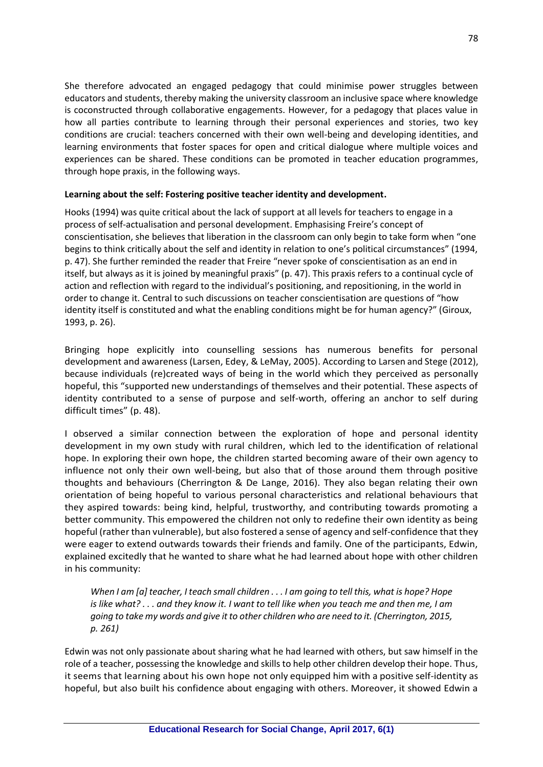She therefore advocated an engaged pedagogy that could minimise power struggles between educators and students, thereby making the university classroom an inclusive space where knowledge is coconstructed through collaborative engagements. However, for a pedagogy that places value in how all parties contribute to learning through their personal experiences and stories, two key conditions are crucial: teachers concerned with their own well-being and developing identities, and learning environments that foster spaces for open and critical dialogue where multiple voices and experiences can be shared. These conditions can be promoted in teacher education programmes, through hope praxis, in the following ways.

**Learning about the self: Fostering positive teacher identity and development.**

Hooks (1994) was quite critical about the lack of support at all levels for teachers to engage in a process of self-actualisation and personal development. Emphasising Freire's concept of conscientisation, she believes that liberation in the classroom can only begin to take form when "one begins to think critically about the self and identity in relation to one's political circumstances" (1994, p. 47). She further reminded the reader that Freire "never spoke of conscientisation as an end in itself, but always as it is joined by meaningful praxis" (p. 47). This praxis refers to a continual cycle of action and reflection with regard to the individual's positioning, and repositioning, in the world in order to change it. Central to such discussions on teacher conscientisation are questions of "how identity itself is constituted and what the enabling conditions might be for human agency?" (Giroux, 1993, p. 26).

Bringing hope explicitly into counselling sessions has numerous benefits for personal development and awareness (Larsen, Edey, & LeMay, 2005). According to Larsen and Stege (2012), because individuals (re)created ways of being in the world which they perceived as personally hopeful, this "supported new understandings of themselves and their potential. These aspects of identity contributed to a sense of purpose and self-worth, offering an anchor to self during difficult times" (p. 48).

I observed a similar connection between the exploration of hope and personal identity development in my own study with rural children, which led to the identification of relational hope. In exploring their own hope, the children started becoming aware of their own agency to influence not only their own well-being, but also that of those around them through positive thoughts and behaviours (Cherrington & De Lange, 2016). They also began relating their own orientation of being hopeful to various personal characteristics and relational behaviours that they aspired towards: being kind, helpful, trustworthy, and contributing towards promoting a better community. This empowered the children not only to redefine their own identity as being hopeful (rather than vulnerable), but also fostered a sense of agency and self-confidence that they were eager to extend outwards towards their friends and family. One of the participants, Edwin, explained excitedly that he wanted to share what he had learned about hope with other children in his community:

> *When I am [a] teacher, I teach small children . . . I am going to tell this, what is hope? Hope is like what? . . . and they know it. I want to tell like when you teach me and then me, I am going to take my words and give it to other children who are need to it. (Cherrington, 2015, p. 261)*

Edwin was not only passionate about sharing what he had learned with others, but saw himself in the role of a teacher, possessing the knowledge and skills to help other children develop their hope. Thus, it seems that learning about his own hope not only equipped him with a positive self-identity as hopeful, but also built his confidence about engaging with others. Moreover, it showed Edwin a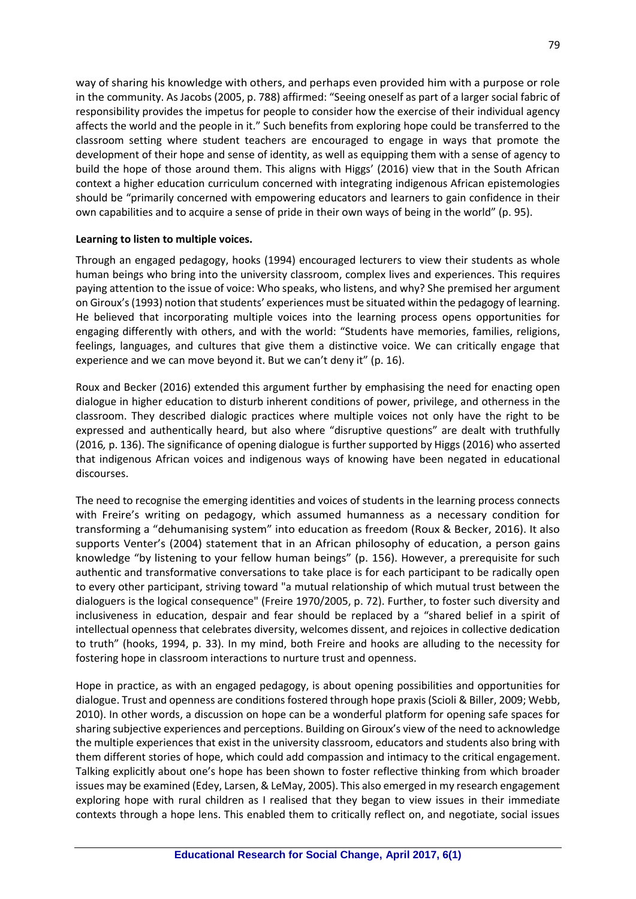way of sharing his knowledge with others, and perhaps even provided him with a purpose or role in the community. As Jacobs (2005, p. 788) affirmed: "Seeing oneself as part of a larger social fabric of responsibility provides the impetus for people to consider how the exercise of their individual agency affects the world and the people in it." Such benefits from exploring hope could be transferred to the classroom setting where student teachers are encouraged to engage in ways that promote the development of their hope and sense of identity, as well as equipping them with a sense of agency to build the hope of those around them. This aligns with Higgs' (2016) view that in the South African context a higher education curriculum concerned with integrating indigenous African epistemologies should be "primarily concerned with empowering educators and learners to gain confidence in their own capabilities and to acquire a sense of pride in their own ways of being in the world" (p. 95).

**Learning to listen to multiple voices.**

Through an engaged pedagogy, hooks (1994) encouraged lecturers to view their students as whole human beings who bring into the university classroom, complex lives and experiences. This requires paying attention to the issue of voice: Who speaks, who listens, and why? She premised her argument on Giroux's (1993) notion that students' experiences must be situated within the pedagogy of learning. He believed that incorporating multiple voices into the learning process opens opportunities for engaging differently with others, and with the world: "Students have memories, families, religions, feelings, languages, and cultures that give them a distinctive voice. We can critically engage that experience and we can move beyond it. But we can't deny it" (p. 16).

Roux and Becker (2016) extended this argument further by emphasising the need for enacting open dialogue in higher education to disturb inherent conditions of power, privilege, and otherness in the classroom. They described dialogic practices where multiple voices not only have the right to be expressed and authentically heard, but also where "disruptive questions" are dealt with truthfully (2016*,* p. 136). The significance of opening dialogue is further supported by Higgs (2016) who asserted that indigenous African voices and indigenous ways of knowing have been negated in educational discourses.

The need to recognise the emerging identities and voices of students in the learning process connects with Freire's writing on pedagogy, which assumed humanness as a necessary condition for transforming a "dehumanising system" into education as freedom (Roux & Becker, 2016). It also supports Venter's (2004) statement that in an African philosophy of education, a person gains knowledge "by listening to your fellow human beings" (p. 156). However, a prerequisite for such authentic and transformative conversations to take place is for each participant to be radically open to every other participant, striving toward "a mutual relationship of which mutual trust between the dialoguers is the logical consequence" (Freire 1970/2005, p. 72). Further, to foster such diversity and inclusiveness in education, despair and fear should be replaced by a "shared belief in a spirit of intellectual openness that celebrates diversity, welcomes dissent, and rejoices in collective dedication to truth" (hooks, 1994, p. 33). In my mind, both Freire and hooks are alluding to the necessity for fostering hope in classroom interactions to nurture trust and openness.

Hope in practice, as with an engaged pedagogy, is about opening possibilities and opportunities for dialogue. Trust and openness are conditions fostered through hope praxis (Scioli & Biller, 2009; Webb, 2010). In other words, a discussion on hope can be a wonderful platform for opening safe spaces for sharing subjective experiences and perceptions. Building on Giroux's view of the need to acknowledge the multiple experiences that exist in the university classroom, educators and students also bring with them different stories of hope, which could add compassion and intimacy to the critical engagement. Talking explicitly about one's hope has been shown to foster reflective thinking from which broader issues may be examined (Edey, Larsen, & LeMay, 2005). This also emerged in my research engagement exploring hope with rural children as I realised that they began to view issues in their immediate contexts through a hope lens. This enabled them to critically reflect on, and negotiate, social issues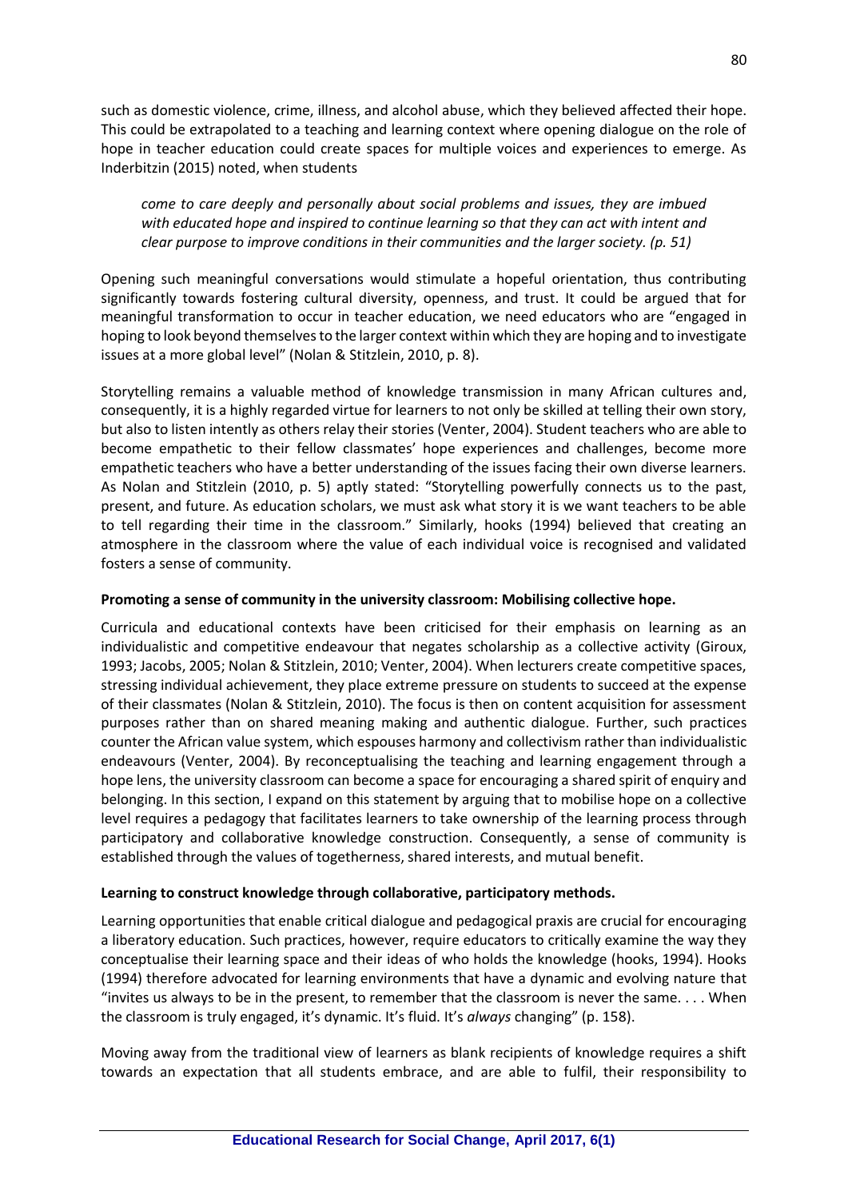such as domestic violence, crime, illness, and alcohol abuse, which they believed affected their hope. This could be extrapolated to a teaching and learning context where opening dialogue on the role of hope in teacher education could create spaces for multiple voices and experiences to emerge. As Inderbitzin (2015) noted, when students

> *come to care deeply and personally about social problems and issues, they are imbued with educated hope and inspired to continue learning so that they can act with intent and clear purpose to improve conditions in their communities and the larger society. (p. 51)*

Opening such meaningful conversations would stimulate a hopeful orientation, thus contributing significantly towards fostering cultural diversity, openness, and trust. It could be argued that for meaningful transformation to occur in teacher education, we need educators who are "engaged in hoping to look beyond themselves to the larger context within which they are hoping and to investigate issues at a more global level" (Nolan & Stitzlein, 2010, p. 8).

Storytelling remains a valuable method of knowledge transmission in many African cultures and, consequently, it is a highly regarded virtue for learners to not only be skilled at telling their own story, but also to listen intently as others relay their stories (Venter, 2004). Student teachers who are able to become empathetic to their fellow classmates' hope experiences and challenges, become more empathetic teachers who have a better understanding of the issues facing their own diverse learners. As Nolan and Stitzlein (2010, p. 5) aptly stated: "Storytelling powerfully connects us to the past, present, and future. As education scholars, we must ask what story it is we want teachers to be able to tell regarding their time in the classroom." Similarly, hooks (1994) believed that creating an atmosphere in the classroom where the value of each individual voice is recognised and validated fosters a sense of community.

**Promoting a sense of community in the university classroom: Mobilising collective hope.**

Curricula and educational contexts have been criticised for their emphasis on learning as an individualistic and competitive endeavour that negates scholarship as a collective activity (Giroux, 1993; Jacobs, 2005; Nolan & Stitzlein, 2010; Venter, 2004). When lecturers create competitive spaces, stressing individual achievement, they place extreme pressure on students to succeed at the expense of their classmates (Nolan & Stitzlein, 2010). The focus is then on content acquisition for assessment purposes rather than on shared meaning making and authentic dialogue. Further, such practices counter the African value system, which espouses harmony and collectivism rather than individualistic endeavours (Venter, 2004). By reconceptualising the teaching and learning engagement through a hope lens, the university classroom can become a space for encouraging a shared spirit of enquiry and belonging. In this section, I expand on this statement by arguing that to mobilise hope on a collective level requires a pedagogy that facilitates learners to take ownership of the learning process through participatory and collaborative knowledge construction. Consequently, a sense of community is established through the values of togetherness, shared interests, and mutual benefit.

**Learning to construct knowledge through collaborative, participatory methods.**

Learning opportunities that enable critical dialogue and pedagogical praxis are crucial for encouraging a liberatory education. Such practices, however, require educators to critically examine the way they conceptualise their learning space and their ideas of who holds the knowledge (hooks, 1994). Hooks (1994) therefore advocated for learning environments that have a dynamic and evolving nature that "invites us always to be in the present, to remember that the classroom is never the same. . . . When the classroom is truly engaged, it's dynamic. It's fluid. It's *always* changing" (p. 158).

Moving away from the traditional view of learners as blank recipients of knowledge requires a shift towards an expectation that all students embrace, and are able to fulfil, their responsibility to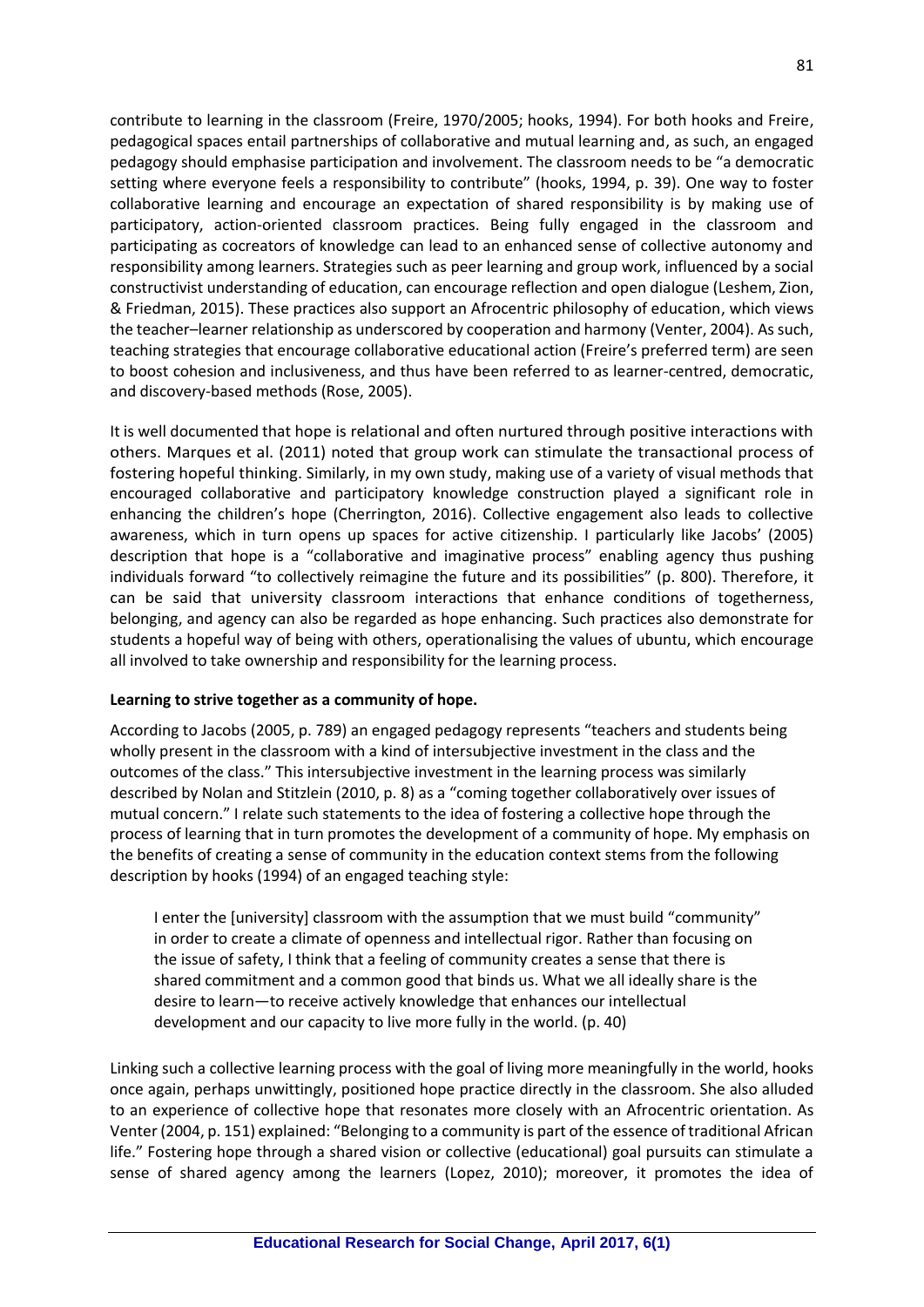contribute to learning in the classroom (Freire, 1970/2005; hooks, 1994). For both hooks and Freire, pedagogical spaces entail partnerships of collaborative and mutual learning and, as such, an engaged pedagogy should emphasise participation and involvement. The classroom needs to be "a democratic setting where everyone feels a responsibility to contribute" (hooks, 1994, p. 39). One way to foster collaborative learning and encourage an expectation of shared responsibility is by making use of participatory, action-oriented classroom practices. Being fully engaged in the classroom and participating as cocreators of knowledge can lead to an enhanced sense of collective autonomy and responsibility among learners. Strategies such as peer learning and group work, influenced by a social constructivist understanding of education, can encourage reflection and open dialogue (Leshem, Zion, & Friedman, 2015). These practices also support an Afrocentric philosophy of education, which views the teacher–learner relationship as underscored by cooperation and harmony (Venter, 2004). As such, teaching strategies that encourage collaborative educational action (Freire's preferred term) are seen to boost cohesion and inclusiveness, and thus have been referred to as learner-centred, democratic, and discovery-based methods (Rose, 2005).

It is well documented that hope is relational and often nurtured through positive interactions with others. Marques et al. (2011) noted that group work can stimulate the transactional process of fostering hopeful thinking. Similarly, in my own study, making use of a variety of visual methods that encouraged collaborative and participatory knowledge construction played a significant role in enhancing the children's hope (Cherrington, 2016). Collective engagement also leads to collective awareness, which in turn opens up spaces for active citizenship. I particularly like Jacobs' (2005) description that hope is a "collaborative and imaginative process" enabling agency thus pushing individuals forward "to collectively reimagine the future and its possibilities" (p. 800). Therefore, it can be said that university classroom interactions that enhance conditions of togetherness, belonging, and agency can also be regarded as hope enhancing. Such practices also demonstrate for students a hopeful way of being with others, operationalising the values of ubuntu, which encourage all involved to take ownership and responsibility for the learning process.

**Learning to strive together as a community of hope.**

According to Jacobs (2005, p. 789) an engaged pedagogy represents "teachers and students being wholly present in the classroom with a kind of intersubjective investment in the class and the outcomes of the class." This intersubjective investment in the learning process was similarly described by Nolan and Stitzlein (2010, p. 8) as a "coming together collaboratively over issues of mutual concern." I relate such statements to the idea of fostering a collective hope through the process of learning that in turn promotes the development of a community of hope. My emphasis on the benefits of creating a sense of community in the education context stems from the following description by hooks (1994) of an engaged teaching style:

> I enter the [university] classroom with the assumption that we must build "community" in order to create a climate of openness and intellectual rigor. Rather than focusing on the issue of safety, I think that a feeling of community creates a sense that there is shared commitment and a common good that binds us. What we all ideally share is the desire to learn—to receive actively knowledge that enhances our intellectual development and our capacity to live more fully in the world. (p. 40)

Linking such a collective learning process with the goal of living more meaningfully in the world, hooks once again, perhaps unwittingly, positioned hope practice directly in the classroom. She also alluded to an experience of collective hope that resonates more closely with an Afrocentric orientation. As Venter (2004, p. 151) explained: "Belonging to a community is part of the essence of traditional African life." Fostering hope through a shared vision or collective (educational) goal pursuits can stimulate a sense of shared agency among the learners (Lopez, 2010); moreover, it promotes the idea of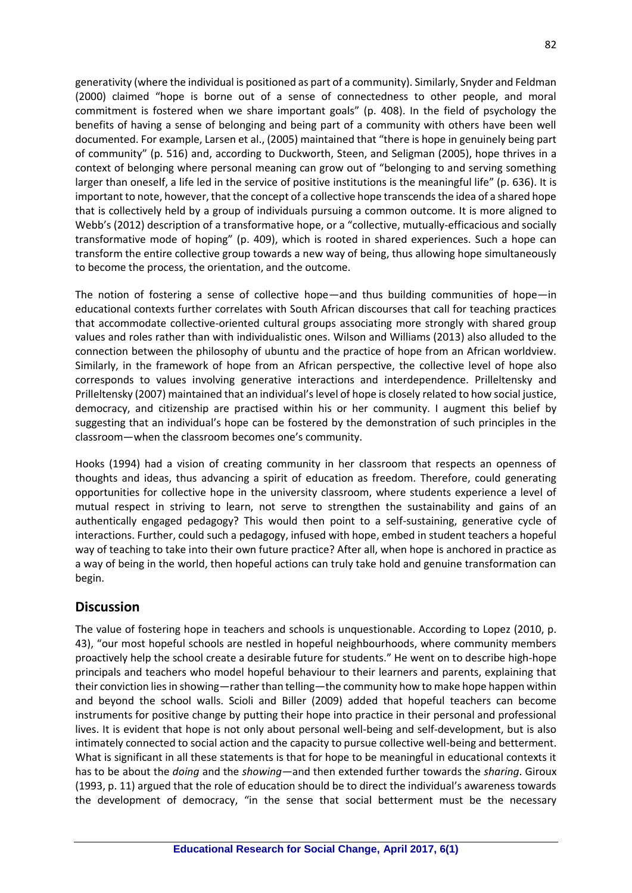generativity (where the individual is positioned as part of a community). Similarly, Snyder and Feldman (2000) claimed "hope is borne out of a sense of connectedness to other people, and moral commitment is fostered when we share important goals" (p. 408). In the field of psychology the benefits of having a sense of belonging and being part of a community with others have been well documented. For example, Larsen et al., (2005) maintained that "there is hope in genuinely being part of community" (p. 516) and, according to Duckworth, Steen, and Seligman (2005), hope thrives in a context of belonging where personal meaning can grow out of "belonging to and serving something larger than oneself, a life led in the service of positive institutions is the meaningful life" (p. 636). It is important to note, however, that the concept of a collective hope transcends the idea of a shared hope that is collectively held by a group of individuals pursuing a common outcome. It is more aligned to Webb's (2012) description of a transformative hope, or a "collective, mutually-efficacious and socially transformative mode of hoping" (p. 409), which is rooted in shared experiences. Such a hope can transform the entire collective group towards a new way of being, thus allowing hope simultaneously to become the process, the orientation, and the outcome.

The notion of fostering a sense of collective hope—and thus building communities of hope—in educational contexts further correlates with South African discourses that call for teaching practices that accommodate collective-oriented cultural groups associating more strongly with shared group values and roles rather than with individualistic ones. Wilson and Williams (2013) also alluded to the connection between the philosophy of ubuntu and the practice of hope from an African worldview. Similarly, in the framework of hope from an African perspective, the collective level of hope also corresponds to values involving generative interactions and interdependence. Prilleltensky and Prilleltensky (2007) maintained that an individual's level of hope is closely related to how social justice, democracy, and citizenship are practised within his or her community. I augment this belief by suggesting that an individual's hope can be fostered by the demonstration of such principles in the classroom—when the classroom becomes one's community.

Hooks (1994) had a vision of creating community in her classroom that respects an openness of thoughts and ideas, thus advancing a spirit of education as freedom. Therefore, could generating opportunities for collective hope in the university classroom, where students experience a level of mutual respect in striving to learn, not serve to strengthen the sustainability and gains of an authentically engaged pedagogy? This would then point to a self-sustaining, generative cycle of interactions. Further, could such a pedagogy, infused with hope, embed in student teachers a hopeful way of teaching to take into their own future practice? After all, when hope is anchored in practice as a way of being in the world, then hopeful actions can truly take hold and genuine transformation can begin.

## Discussion

The value of fostering hope in teachers and schools is unquestionable. According to Lopez (2010, p. 43), "our most hopeful schools are nestled in hopeful neighbourhoods, where community members proactively help the school create a desirable future for students." He went on to describe high-hope principals and teachers who model hopeful behaviour to their learners and parents, explaining that their conviction lies in showing—rather than telling—the community how to make hope happen within and beyond the school walls. Scioli and Biller (2009) added that hopeful teachers can become instruments for positive change by putting their hope into practice in their personal and professional lives. It is evident that hope is not only about personal well-being and self-development, but is also intimately connected to social action and the capacity to pursue collective well-being and betterment. What is significant in all these statements is that for hope to be meaningful in educational contexts it has to be about the *doing* and the *showing*—and then extended further towards the *sharing*. Giroux (1993, p. 11) argued that the role of education should be to direct the individual's awareness towards the development of democracy, "in the sense that social betterment must be the necessary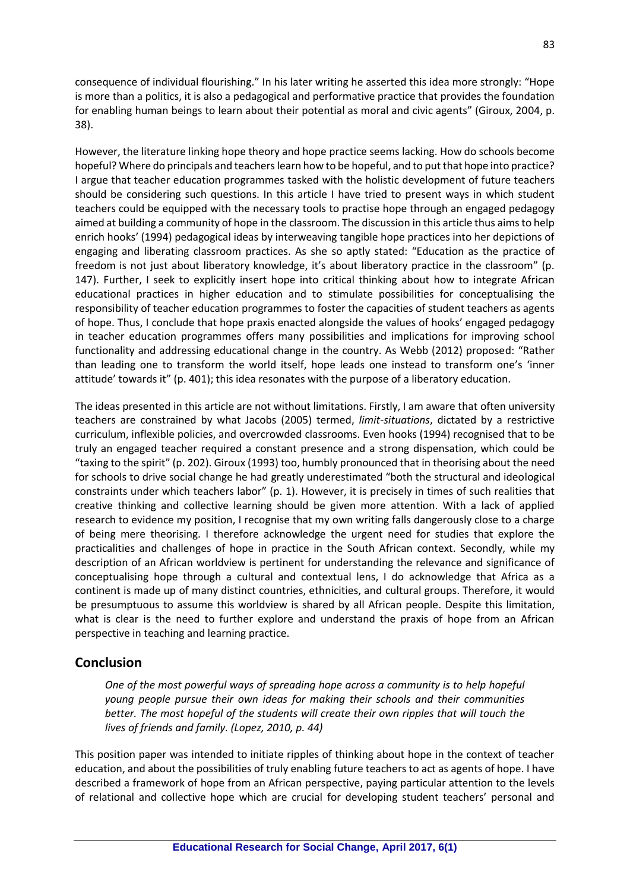consequence of individual flourishing." In his later writing he asserted this idea more strongly: "Hope is more than a politics, it is also a pedagogical and performative practice that provides the foundation for enabling human beings to learn about their potential as moral and civic agents" (Giroux, 2004, p. 38).

However, the literature linking hope theory and hope practice seems lacking. How do schools become hopeful? Where do principals and teachers learn how to be hopeful, and to put that hope into practice? I argue that teacher education programmes tasked with the holistic development of future teachers should be considering such questions. In this article I have tried to present ways in which student teachers could be equipped with the necessary tools to practise hope through an engaged pedagogy aimed at building a community of hope in the classroom. The discussion in this article thus aims to help enrich hooks' (1994) pedagogical ideas by interweaving tangible hope practices into her depictions of engaging and liberating classroom practices. As she so aptly stated: "Education as the practice of freedom is not just about liberatory knowledge, it's about liberatory practice in the classroom" (p. 147). Further, I seek to explicitly insert hope into critical thinking about how to integrate African educational practices in higher education and to stimulate possibilities for conceptualising the responsibility of teacher education programmes to foster the capacities of student teachers as agents of hope. Thus, I conclude that hope praxis enacted alongside the values of hooks' engaged pedagogy in teacher education programmes offers many possibilities and implications for improving school functionality and addressing educational change in the country. As Webb (2012) proposed: "Rather than leading one to transform the world itself, hope leads one instead to transform one's 'inner attitude' towards it" (p. 401); this idea resonates with the purpose of a liberatory education.

The ideas presented in this article are not without limitations. Firstly, I am aware that often university teachers are constrained by what Jacobs (2005) termed, *limit-situations*, dictated by a restrictive curriculum, inflexible policies, and overcrowded classrooms. Even hooks (1994) recognised that to be truly an engaged teacher required a constant presence and a strong dispensation, which could be "taxing to the spirit" (p. 202). Giroux (1993) too, humbly pronounced that in theorising about the need for schools to drive social change he had greatly underestimated "both the structural and ideological constraints under which teachers labor" (p. 1). However, it is precisely in times of such realities that creative thinking and collective learning should be given more attention. With a lack of applied research to evidence my position, I recognise that my own writing falls dangerously close to a charge of being mere theorising. I therefore acknowledge the urgent need for studies that explore the practicalities and challenges of hope in practice in the South African context. Secondly, while my description of an African worldview is pertinent for understanding the relevance and significance of conceptualising hope through a cultural and contextual lens, I do acknowledge that Africa as a continent is made up of many distinct countries, ethnicities, and cultural groups. Therefore, it would be presumptuous to assume this worldview is shared by all African people. Despite this limitation, what is clear is the need to further explore and understand the praxis of hope from an African perspective in teaching and learning practice.

## Conclusion

> *One of the most powerful ways of spreading hope across a community is to help hopeful young people pursue their own ideas for making their schools and their communities better. The most hopeful of the students will create their own ripples that will touch the lives of friends and family. (Lopez, 2010, p. 44)*

This position paper was intended to initiate ripples of thinking about hope in the context of teacher education, and about the possibilities of truly enabling future teachers to act as agents of hope. I have described a framework of hope from an African perspective, paying particular attention to the levels of relational and collective hope which are crucial for developing student teachers' personal and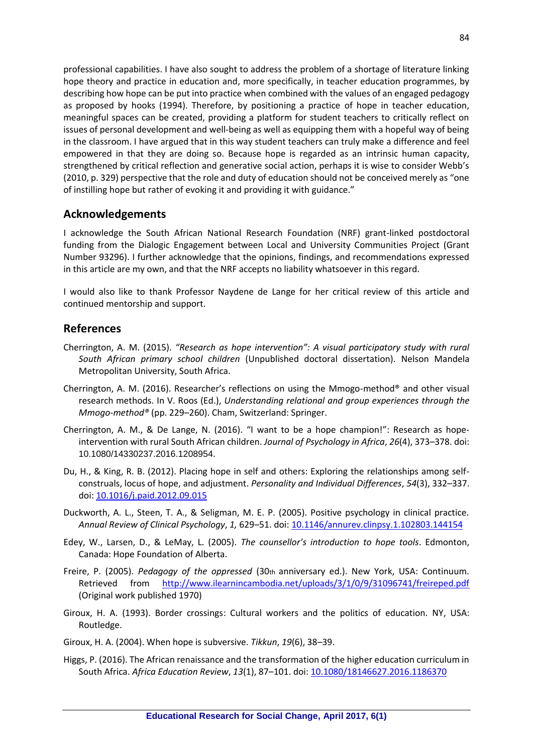professional capabilities. I have also sought to address the problem of a shortage of literature linking hope theory and practice in education and, more specifically, in teacher education programmes, by describing how hope can be put into practice when combined with the values of an engaged pedagogy as proposed by hooks (1994). Therefore, by positioning a practice of hope in teacher education, meaningful spaces can be created, providing a platform for student teachers to critically reflect on issues of personal development and well-being as well as equipping them with a hopeful way of being in the classroom. I have argued that in this way student teachers can truly make a difference and feel empowered in that they are doing so. Because hope is regarded as an intrinsic human capacity, strengthened by critical reflection and generative social action, perhaps it is wise to consider Webb's (2010, p. 329) perspective that the role and duty of education should not be conceived merely as "one of instilling hope but rather of evoking it and providing it with guidance."

## Acknowledgements

I acknowledge the South African National Research Foundation (NRF) grant-linked postdoctoral funding from the Dialogic Engagement between Local and University Communities Project (Grant Number 93296). I further acknowledge that the opinions, findings, and recommendations expressed in this article are my own, and that the NRF accepts no liability whatsoever in this regard.

I would also like to thank Professor Naydene de Lange for her critical review of this article and continued mentorship and support.

## References

Cherrington, A. M. (2015). *"Research as hope intervention": A visual participatory study with rural South African primary school children* (Unpublished doctoral dissertation). Nelson Mandela Metropolitan University, South Africa.

Cherrington, A. M. (2016). Researcher's reflections on using the Mmogo-method® and other visual research methods. In V. Roos (Ed.), *Understanding relational and group experiences through the Mmogo-method®* (pp. 229–260). Cham, Switzerland: Springer.

Cherrington, A. M., & De Lange, N. (2016). "I want to be a hope champion!": Research as hope-intervention with rural South African children. *Journal of Psychology in Africa*, *26*(4), 373–378. doi: 10.1080/14330237.2016.1208954.

Du, H., & King, R. B. (2012). Placing hope in self and others: Exploring the relationships among self-construals, locus of hope, and adjustment. *Personality and Individual Differences*, *54*(3), 332–337. doi: 10.1016/j.paid.2012.09.015

Duckworth, A. L., Steen, T. A., & Seligman, M. E. P. (2005). Positive psychology in clinical practice. *Annual Review of Clinical Psychology*, *1,* 629–51. doi: 10.1146/annurev.clinpsy.1.102803.144154

Edey, W., Larsen, D., & LeMay, L. (2005). *The counsellor's introduction to hope tools*. Edmonton, Canada: Hope Foundation of Alberta.

Freire, P. (2005). *Pedagogy of the oppressed* (30th anniversary ed.). New York, USA: Continuum. Retrieved from http://www.ilearnincambodia.net/uploads/3/1/0/9/31096741/freireped.pdf (Original work published 1970)

Giroux, H. A. (1993). Border crossings: Cultural workers and the politics of education. NY, USA: Routledge.

Giroux, H. A. (2004). When hope is subversive. *Tikkun*, *19*(6), 38–39.

Higgs, P. (2016). The African renaissance and the transformation of the higher education curriculum in South Africa. *Africa Education Review*, *13*(1), 87–101. doi: 10.1080/18146627.2016.1186370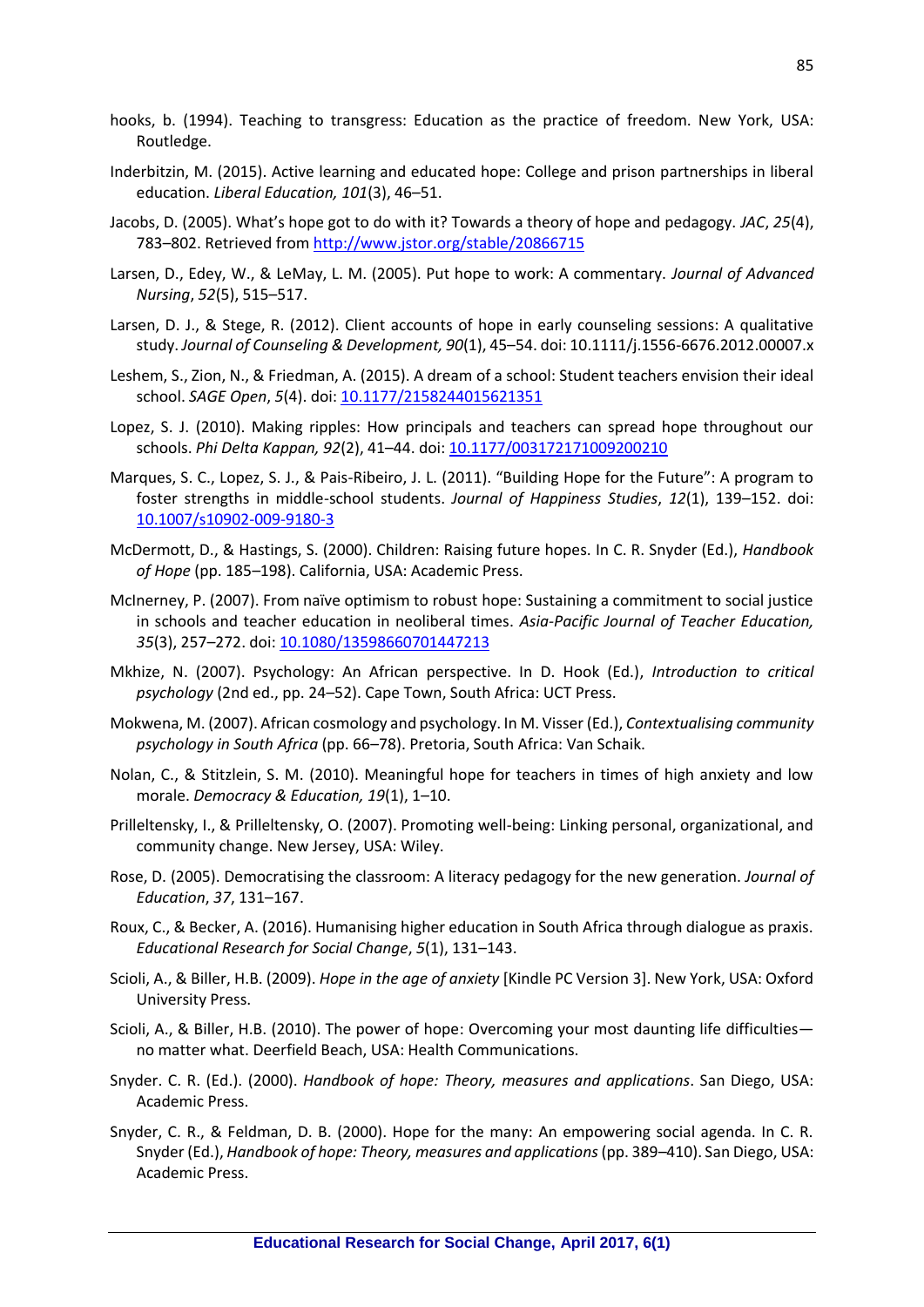hooks, b. (1994). Teaching to transgress: Education as the practice of freedom. New York, USA: Routledge.

Inderbitzin, M. (2015). Active learning and educated hope: College and prison partnerships in liberal education. *Liberal Education, 101*(3), 46–51.

Jacobs, D. (2005). What's hope got to do with it? Towards a theory of hope and pedagogy. *JAC*, *25*(4), 783–802. Retrieved from http://www.jstor.org/stable/20866715

Larsen, D., Edey, W., & LeMay, L. M. (2005). Put hope to work: A commentary. *Journal of Advanced Nursing*, *52*(5), 515–517.

Larsen, D. J., & Stege, R. (2012). Client accounts of hope in early counseling sessions: A qualitative study. *Journal of Counseling & Development, 90*(1), 45–54. doi: 10.1111/j.1556-6676.2012.00007.x

Leshem, S., Zion, N., & Friedman, A. (2015). A dream of a school: Student teachers envision their ideal school. *SAGE Open*, *5*(4). doi: 10.1177/2158244015621351

Lopez, S. J. (2010). Making ripples: How principals and teachers can spread hope throughout our schools. *Phi Delta Kappan, 92*(2), 41–44. doi: 10.1177/003172171009200210

Marques, S. C., Lopez, S. J., & Pais-Ribeiro, J. L. (2011). "Building Hope for the Future": A program to foster strengths in middle-school students. *Journal of Happiness Studies*, *12*(1), 139–152. doi: 10.1007/s10902-009-9180-3

McDermott, D., & Hastings, S. (2000). Children: Raising future hopes. In C. R. Snyder (Ed.), *Handbook of Hope* (pp. 185–198). California, USA: Academic Press.

McInerney, P. (2007). From naïve optimism to robust hope: Sustaining a commitment to social justice in schools and teacher education in neoliberal times. *Asia-Pacific Journal of Teacher Education, 35*(3), 257–272. doi: 10.1080/13598660701447213

Mkhize, N. (2007). Psychology: An African perspective. In D. Hook (Ed.), *Introduction to critical psychology* (2nd ed., pp. 24–52). Cape Town, South Africa: UCT Press.

Mokwena, M. (2007). African cosmology and psychology. In M. Visser (Ed.), *Contextualising community psychology in South Africa* (pp. 66–78). Pretoria, South Africa: Van Schaik.

Nolan, C., & Stitzlein, S. M. (2010). Meaningful hope for teachers in times of high anxiety and low morale. *Democracy & Education, 19*(1), 1–10.

Prilleltensky, I., & Prilleltensky, O. (2007). Promoting well-being: Linking personal, organizational, and community change. New Jersey, USA: Wiley.

Rose, D. (2005). Democratising the classroom: A literacy pedagogy for the new generation. *Journal of Education*, *37*, 131–167.

Roux, C., & Becker, A. (2016). Humanising higher education in South Africa through dialogue as praxis. *Educational Research for Social Change*, *5*(1), 131–143.

Scioli, A., & Biller, H.B. (2009). *Hope in the age of anxiety* [Kindle PC Version 3]. New York, USA: Oxford University Press.

Scioli, A., & Biller, H.B. (2010). The power of hope: Overcoming your most daunting life difficulties—no matter what. Deerfield Beach, USA: Health Communications.

Snyder. C. R. (Ed.). (2000). *Handbook of hope: Theory, measures and applications*. San Diego, USA: Academic Press.

Snyder, C. R., & Feldman, D. B. (2000). Hope for the many: An empowering social agenda. In C. R. Snyder (Ed.), *Handbook of hope: Theory, measures and applications* (pp. 389–410). San Diego, USA: Academic Press.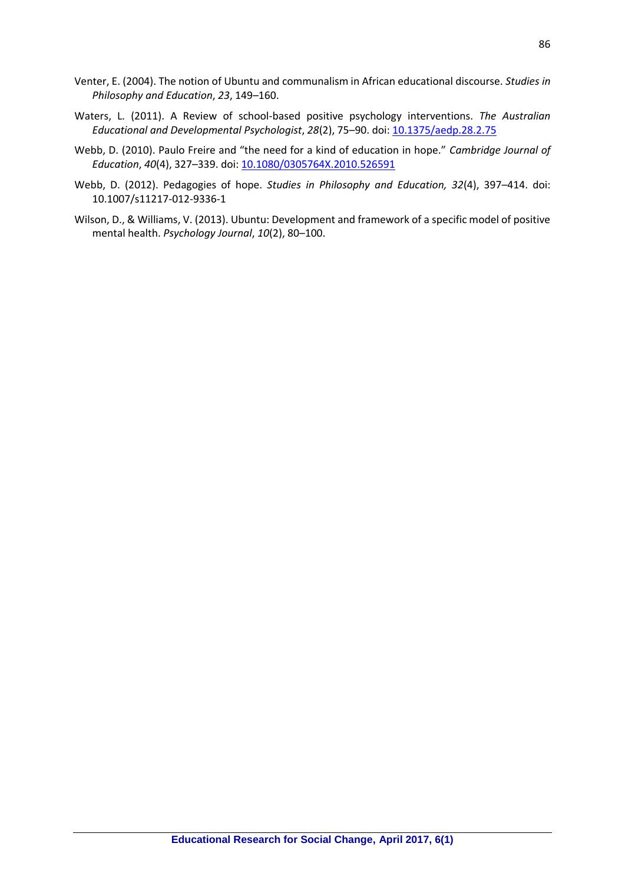Venter, E. (2004). The notion of Ubuntu and communalism in African educational discourse. *Studies in Philosophy and Education*, *23*, 149–160.

Waters, L. (2011). A Review of school-based positive psychology interventions. *The Australian Educational and Developmental Psychologist*, *28*(2), 75–90. doi: 10.1375/aedp.28.2.75

Webb, D. (2010). Paulo Freire and "the need for a kind of education in hope." *Cambridge Journal of Education*, *40*(4), 327–339. doi: 10.1080/0305764X.2010.526591

Webb, D. (2012). Pedagogies of hope. *Studies in Philosophy and Education, 32*(4), 397–414. doi: 10.1007/s11217-012-9336-1

Wilson, D., & Williams, V. (2013). Ubuntu: Development and framework of a specific model of positive mental health. *Psychology Journal*, *10*(2), 80–100.